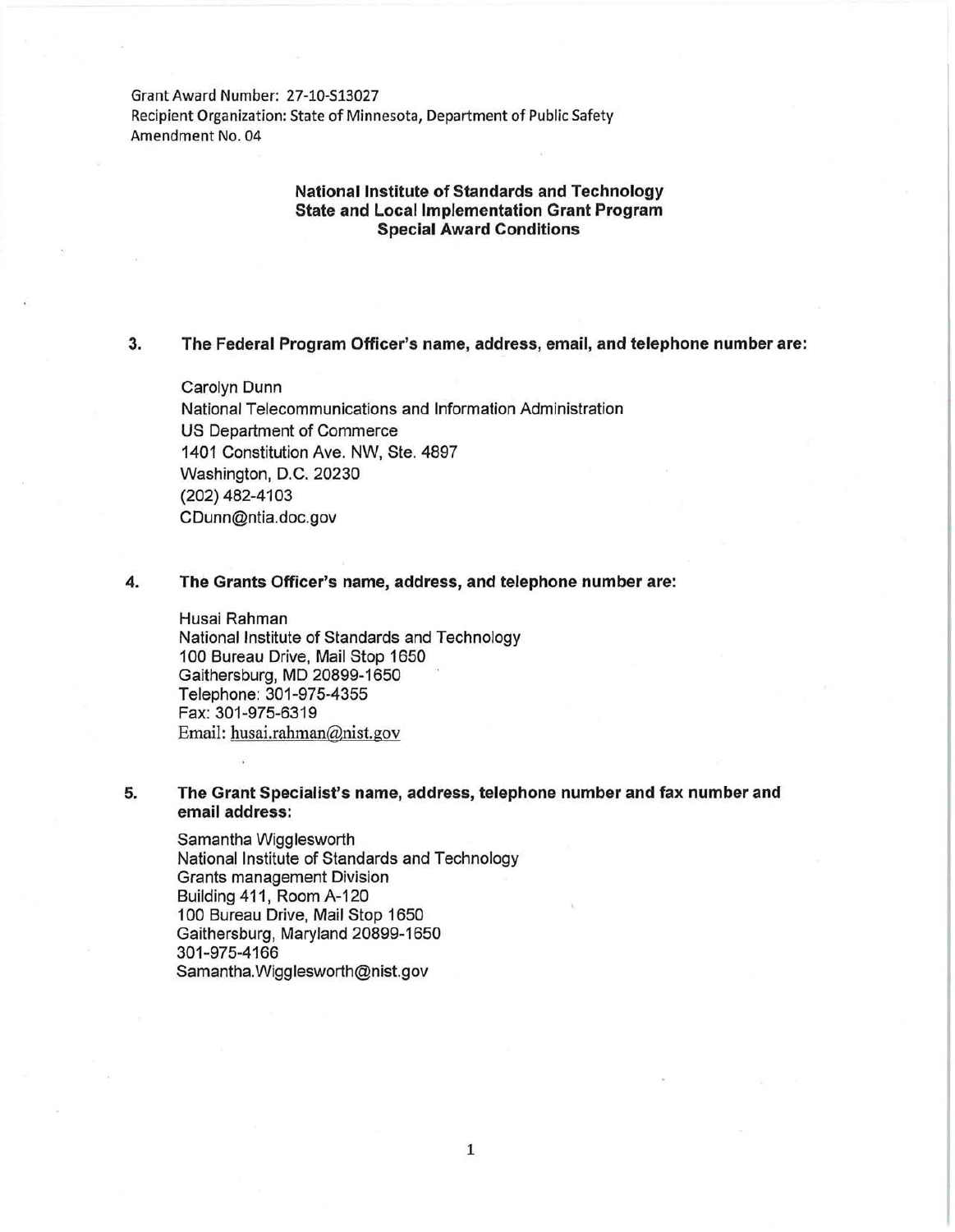Grant Award Number: 27-10-S13027
Recipient Organization: State of Minnesota, Department of Public Safety
Amendment No. 04

## National Institute of Standards and Technology
## State and Local Implementation Grant Program
## Special Award Conditions

3. **The Federal Program Officer's name, address, email, and telephone number are:**

   Carolyn Dunn
   National Telecommunications and Information Administration
   US Department of Commerce
   1401 Constitution Ave. NW, Ste. 4897
   Washington, D.C. 20230
   (202) 482-4103
   CDunn@ntia.doc.gov

4. **The Grants Officer's name, address, and telephone number are:**

   Husai Rahman
   National Institute of Standards and Technology
   100 Bureau Drive, Mail Stop 1650
   Gaithersburg, MD 20899-1650
   Telephone: 301-975-4355
   Fax: 301-975-6319
   Email: husai.rahman@nist.gov

5. **The Grant Specialist's name, address, telephone number and fax number and email address:**

   Samantha Wigglesworth
   National Institute of Standards and Technology
   Grants management Division
   Building 411, Room A-120
   100 Bureau Drive, Mail Stop 1650
   Gaithersburg, Maryland 20899-1650
   301-975-4166
   Samantha.Wigglesworth@nist.gov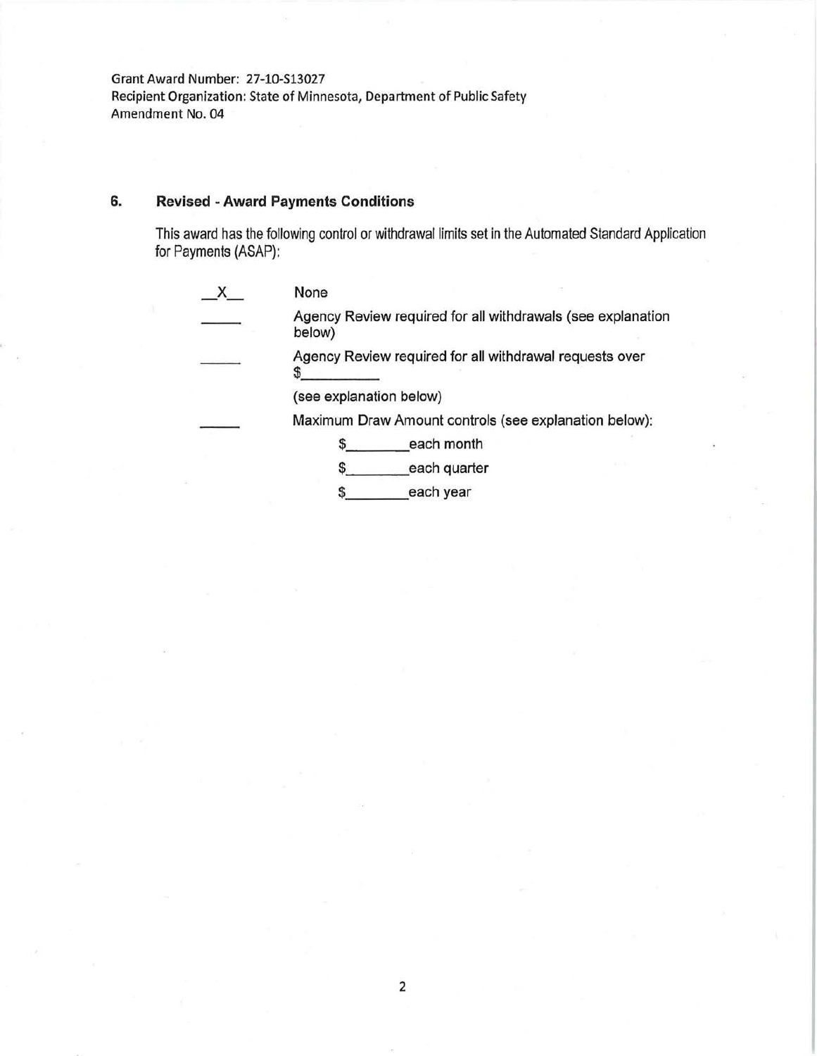Grant Award Number: 27-10-S13027
Recipient Organization: State of Minnesota, Department of Public Safety
Amendment No. 04

## 6. Revised - Award Payments Conditions

This award has the following control or withdrawal limits set in the Automated Standard Application for Payments (ASAP):

__X__ None

_____ Agency Review required for all withdrawals (see explanation below)

_____ Agency Review required for all withdrawal requests over $_________ (see explanation below)

_____ Maximum Draw Amount controls (see explanation below):

- $________ each month
- $________ each quarter
- $________ each year